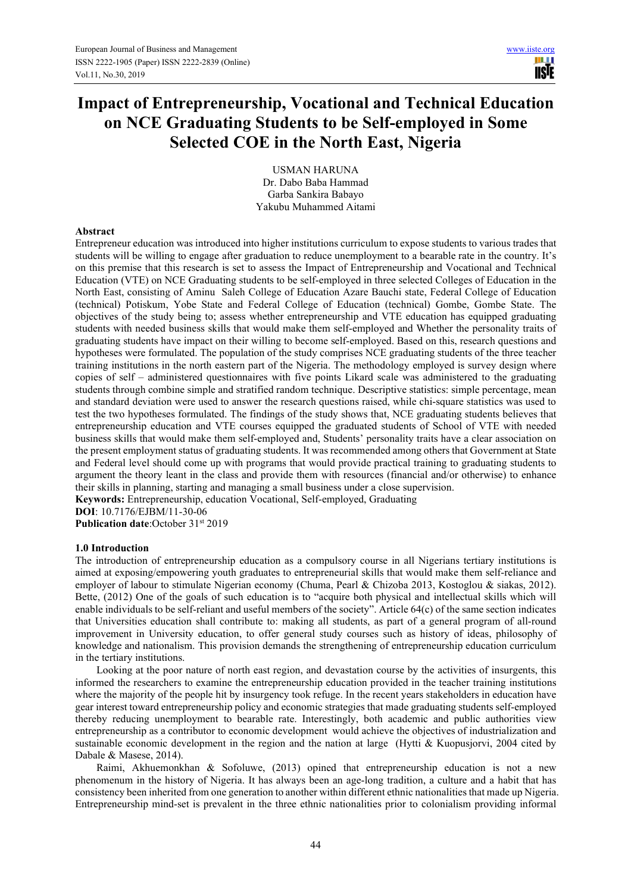# Impact of Entrepreneurship, Vocational and Technical Education on NCE Graduating Students to be Self-employed in Some Selected COE in the North East, Nigeria

USMAN HARUNA
Dr. Dabo Baba Hammad
Garba Sankira Babayo
Yakubu Muhammed Aitami

## Abstract

Entrepreneur education was introduced into higher institutions curriculum to expose students to various trades that students will be willing to engage after graduation to reduce unemployment to a bearable rate in the country. It's on this premise that this research is set to assess the Impact of Entrepreneurship and Vocational and Technical Education (VTE) on NCE Graduating students to be self-employed in three selected Colleges of Education in the North East, consisting of Aminu Saleh College of Education Azare Bauchi state, Federal College of Education (technical) Potiskum, Yobe State and Federal College of Education (technical) Gombe, Gombe State. The objectives of the study being to; assess whether entrepreneurship and VTE education has equipped graduating students with needed business skills that would make them self-employed and Whether the personality traits of graduating students have impact on their willing to become self-employed. Based on this, research questions and hypotheses were formulated. The population of the study comprises NCE graduating students of the three teacher training institutions in the north eastern part of the Nigeria. The methodology employed is survey design where copies of self – administered questionnaires with five points Likard scale was administered to the graduating students through combine simple and stratified random technique. Descriptive statistics: simple percentage, mean and standard deviation were used to answer the research questions raised, while chi-square statistics was used to test the two hypotheses formulated. The findings of the study shows that, NCE graduating students believes that entrepreneurship education and VTE courses equipped the graduated students of School of VTE with needed business skills that would make them self-employed and, Students' personality traits have a clear association on the present employment status of graduating students. It was recommended among others that Government at State and Federal level should come up with programs that would provide practical training to graduating students to argument the theory leant in the class and provide them with resources (financial and/or otherwise) to enhance their skills in planning, starting and managing a small business under a close supervision.

**Keywords:** Entrepreneurship, education Vocational, Self-employed, Graduating

**DOI**: 10.7176/EJBM/11-30-06

**Publication date**:October 31st 2019

## 1.0 Introduction

The introduction of entrepreneurship education as a compulsory course in all Nigerians tertiary institutions is aimed at exposing/empowering youth graduates to entrepreneurial skills that would make them self-reliance and employer of labour to stimulate Nigerian economy (Chuma, Pearl & Chizoba 2013, Kostoglou & siakas, 2012). Bette, (2012) One of the goals of such education is to "acquire both physical and intellectual skills which will enable individuals to be self-reliant and useful members of the society". Article 64(c) of the same section indicates that Universities education shall contribute to: making all students, as part of a general program of all-round improvement in University education, to offer general study courses such as history of ideas, philosophy of knowledge and nationalism. This provision demands the strengthening of entrepreneurship education curriculum in the tertiary institutions.

Looking at the poor nature of north east region, and devastation course by the activities of insurgents, this informed the researchers to examine the entrepreneurship education provided in the teacher training institutions where the majority of the people hit by insurgency took refuge. In the recent years stakeholders in education have gear interest toward entrepreneurship policy and economic strategies that made graduating students self-employed thereby reducing unemployment to bearable rate. Interestingly, both academic and public authorities view entrepreneurship as a contributor to economic development would achieve the objectives of industrialization and sustainable economic development in the region and the nation at large (Hytti & Kuopusjorvi, 2004 cited by Dabale & Masese, 2014).

Raimi, Akhuemonkhan & Sofoluwe, (2013) opined that entrepreneurship education is not a new phenomenum in the history of Nigeria. It has always been an age-long tradition, a culture and a habit that has consistency been inherited from one generation to another within different ethnic nationalities that made up Nigeria. Entrepreneurship mind-set is prevalent in the three ethnic nationalities prior to colonialism providing informal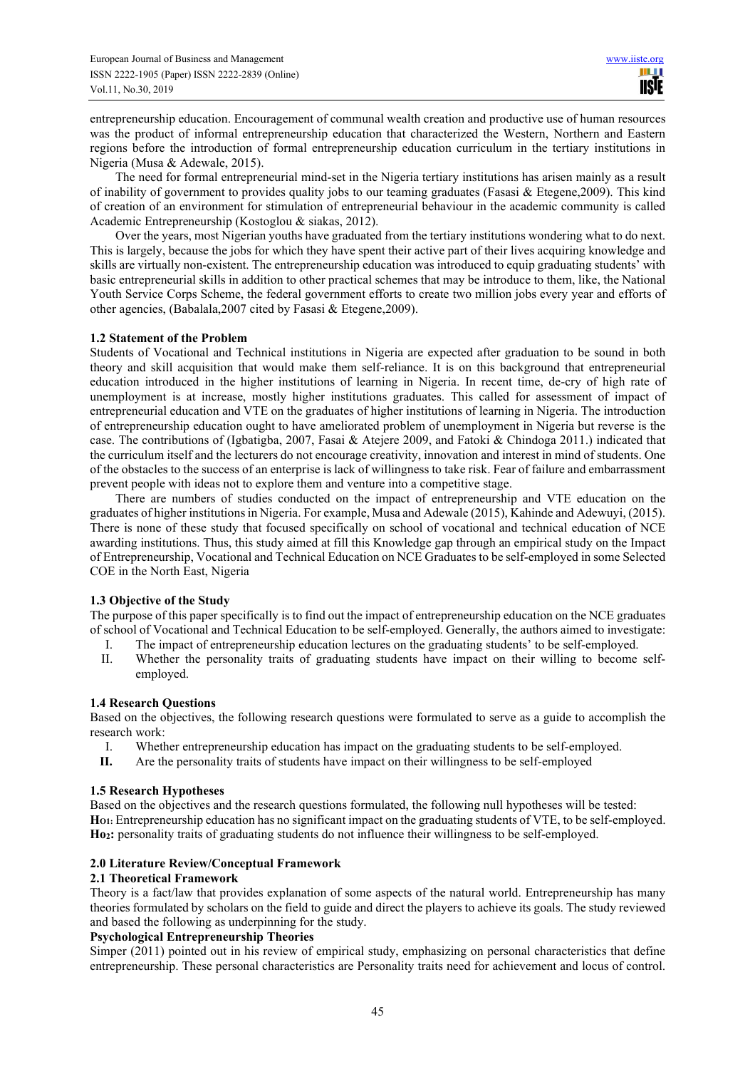entrepreneurship education. Encouragement of communal wealth creation and productive use of human resources was the product of informal entrepreneurship education that characterized the Western, Northern and Eastern regions before the introduction of formal entrepreneurship education curriculum in the tertiary institutions in Nigeria (Musa & Adewale, 2015).

The need for formal entrepreneurial mind-set in the Nigeria tertiary institutions has arisen mainly as a result of inability of government to provides quality jobs to our teaming graduates (Fasasi & Etegene,2009). This kind of creation of an environment for stimulation of entrepreneurial behaviour in the academic community is called Academic Entrepreneurship (Kostoglou & siakas, 2012).

Over the years, most Nigerian youths have graduated from the tertiary institutions wondering what to do next. This is largely, because the jobs for which they have spent their active part of their lives acquiring knowledge and skills are virtually non-existent. The entrepreneurship education was introduced to equip graduating students' with basic entrepreneurial skills in addition to other practical schemes that may be introduce to them, like, the National Youth Service Corps Scheme, the federal government efforts to create two million jobs every year and efforts of other agencies, (Babalala,2007 cited by Fasasi & Etegene,2009).

### 1.2 Statement of the Problem

Students of Vocational and Technical institutions in Nigeria are expected after graduation to be sound in both theory and skill acquisition that would make them self-reliance. It is on this background that entrepreneurial education introduced in the higher institutions of learning in Nigeria. In recent time, de-cry of high rate of unemployment is at increase, mostly higher institutions graduates. This called for assessment of impact of entrepreneurial education and VTE on the graduates of higher institutions of learning in Nigeria. The introduction of entrepreneurship education ought to have ameliorated problem of unemployment in Nigeria but reverse is the case. The contributions of (Igbatigba, 2007, Fasai & Atejere 2009, and Fatoki & Chindoga 2011.) indicated that the curriculum itself and the lecturers do not encourage creativity, innovation and interest in mind of students. One of the obstacles to the success of an enterprise is lack of willingness to take risk. Fear of failure and embarrassment prevent people with ideas not to explore them and venture into a competitive stage.

There are numbers of studies conducted on the impact of entrepreneurship and VTE education on the graduates of higher institutions in Nigeria. For example, Musa and Adewale (2015), Kahinde and Adewuyi, (2015). There is none of these study that focused specifically on school of vocational and technical education of NCE awarding institutions. Thus, this study aimed at fill this Knowledge gap through an empirical study on the Impact of Entrepreneurship, Vocational and Technical Education on NCE Graduates to be self-employed in some Selected COE in the North East, Nigeria

### 1.3 Objective of the Study

The purpose of this paper specifically is to find out the impact of entrepreneurship education on the NCE graduates of school of Vocational and Technical Education to be self-employed. Generally, the authors aimed to investigate:

I. The impact of entrepreneurship education lectures on the graduating students' to be self-employed.
II. Whether the personality traits of graduating students have impact on their willing to become self-employed.

### 1.4 Research Questions

Based on the objectives, the following research questions were formulated to serve as a guide to accomplish the research work:

I. Whether entrepreneurship education has impact on the graduating students to be self-employed.
**II.** Are the personality traits of students have impact on their willingness to be self-employed

### 1.5 Research Hypotheses

Based on the objectives and the research questions formulated, the following null hypotheses will be tested:

**$H_{O1}$**: Entrepreneurship education has no significant impact on the graduating students of VTE, to be self-employed.

**$H_{O2}$:** personality traits of graduating students do not influence their willingness to be self-employed.

## 2.0 Literature Review/Conceptual Framework

### 2.1 Theoretical Framework

Theory is a fact/law that provides explanation of some aspects of the natural world. Entrepreneurship has many theories formulated by scholars on the field to guide and direct the players to achieve its goals. The study reviewed and based the following as underpinning for the study.

**Psychological Entrepreneurship Theories**

Simper (2011) pointed out in his review of empirical study, emphasizing on personal characteristics that define entrepreneurship. These personal characteristics are Personality traits need for achievement and locus of control.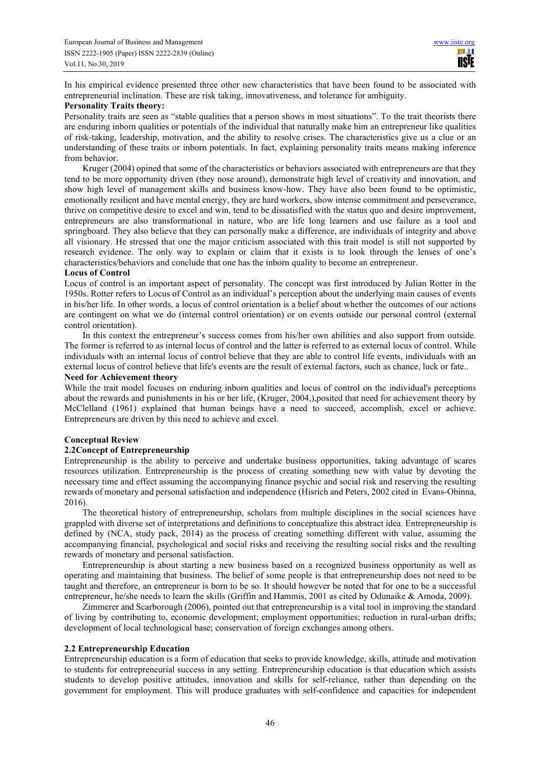In his empirical evidence presented three other new characteristics that have been found to be associated with entrepreneurial inclination. These are risk taking, innovativeness, and tolerance for ambiguity.

**Personality Traits theory:**

Personality traits are seen as "stable qualities that a person shows in most situations". To the trait theorists there are enduring inborn qualities or potentials of the individual that naturally make him an entrepreneur like qualities of risk-taking, leadership, motivation, and the ability to resolve crises. The characteristics give us a clue or an understanding of these traits or inborn potentials. In fact, explaining personality traits means making inference from behavior.

Kruger (2004) opined that some of the characteristics or behaviors associated with entrepreneurs are that they tend to be more opportunity driven (they nose around), demonstrate high level of creativity and innovation, and show high level of management skills and business know-how. They have also been found to be optimistic, emotionally resilient and have mental energy, they are hard workers, show intense commitment and perseverance, thrive on competitive desire to excel and win, tend to be dissatisfied with the status quo and desire improvement, entrepreneurs are also transformational in nature, who are life long learners and use failure as a tool and springboard. They also believe that they can personally make a difference, are individuals of integrity and above all visionary. He stressed that one the major criticism associated with this trait model is still not supported by research evidence. The only way to explain or claim that it exists is to look through the lenses of one's characteristics/behaviors and conclude that one has the inborn quality to become an entrepreneur.

**Locus of Control**

Locus of control is an important aspect of personality. The concept was first introduced by Julian Rotter in the 1950s. Rotter refers to Locus of Control as an individual's perception about the underlying main causes of events in his/her life. In other words, a locus of control orientation is a belief about whether the outcomes of our actions are contingent on what we do (internal control orientation) or on events outside our personal control (external control orientation).

In this context the entrepreneur's success comes from his/her own abilities and also support from outside. The former is referred to as internal locus of control and the latter is referred to as external locus of control. While individuals with an internal locus of control believe that they are able to control life events, individuals with an external locus of control believe that life's events are the result of external factors, such as chance, luck or fate..

**Need for Achievement theory**

While the trait model focuses on enduring inborn qualities and locus of control on the individual's perceptions about the rewards and punishments in his or her life, (Kruger, 2004,),posited that need for achievement theory by McClelland (1961) explained that human beings have a need to succeed, accomplish, excel or achieve. Entrepreneurs are driven by this need to achieve and excel.

**Conceptual Review**

**2.2Concept of Entrepreneurship**

Entrepreneurship is the ability to perceive and undertake business opportunities, taking advantage of scares resources utilization. Entrepreneurship is the process of creating something new with value by devoting the necessary time and effect assuming the accompanying finance psychic and social risk and reserving the resulting rewards of monetary and personal satisfaction and independence (Hisrich and Peters, 2002 cited in Evans-Obinna, 2016).

The theoretical history of entrepreneurship, scholars from multiple disciplines in the social sciences have grappled with diverse set of interpretations and definitions to conceptualize this abstract idea. Entrepreneurship is defined by (NCA, study pack, 2014) as the process of creating something different with value, assuming the accompanying financial, psychological and social risks and receiving the resulting social risks and the resulting rewards of monetary and personal satisfaction.

Entrepreneurship is about starting a new business based on a recognized business opportunity as well as operating and maintaining that business. The belief of some people is that entrepreneurship does not need to be taught and therefore, an entrepreneur is born to be so. It should however be noted that for one to be a successful entrepreneur, he/she needs to learn the skills (Griffin and Hammis, 2001 as cited by Odunaike & Amoda, 2009).

Zimmerer and Scarborough (2006), pointed out that entrepreneurship is a vital tool in improving the standard of living by contributing to, economic development; employment opportunities; reduction in rural-urban drifts; development of local technological base; conservation of foreign exchanges among others.

**2.2 Entrepreneurship Education**

Entrepreneurship education is a form of education that seeks to provide knowledge, skills, attitude and motivation to students for entrepreneurial success in any setting. Entrepreneurship education is that education which assists students to develop positive attitudes, innovation and skills for self-reliance, rather than depending on the government for employment. This will produce graduates with self-confidence and capacities for independent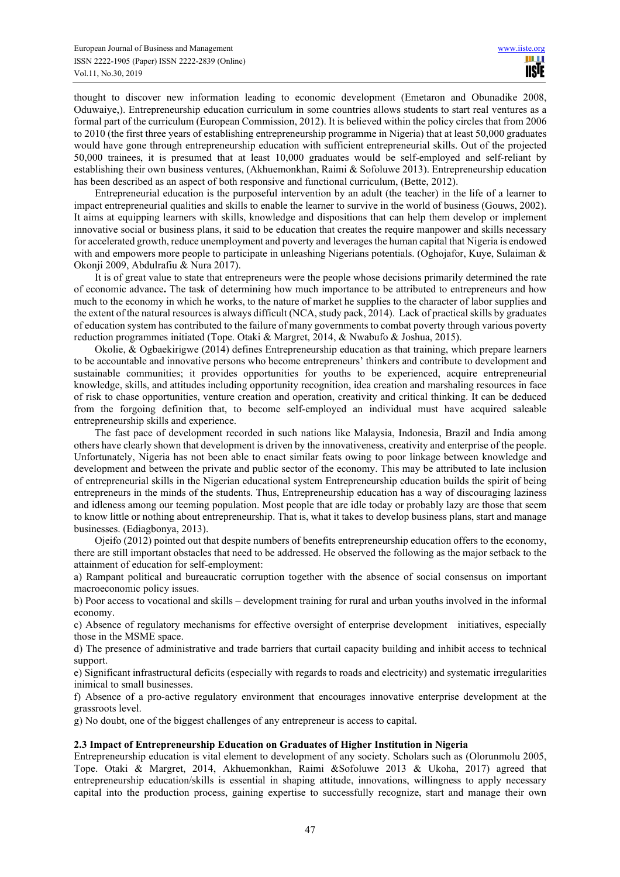thought to discover new information leading to economic development (Emetaron and Obunadike 2008, Oduwaiye,). Entrepreneurship education curriculum in some countries allows students to start real ventures as a formal part of the curriculum (European Commission, 2012). It is believed within the policy circles that from 2006 to 2010 (the first three years of establishing entrepreneurship programme in Nigeria) that at least 50,000 graduates would have gone through entrepreneurship education with sufficient entrepreneurial skills. Out of the projected 50,000 trainees, it is presumed that at least 10,000 graduates would be self-employed and self-reliant by establishing their own business ventures, (Akhuemonkhan, Raimi & Sofoluwe 2013). Entrepreneurship education has been described as an aspect of both responsive and functional curriculum, (Bette, 2012).

Entrepreneurial education is the purposeful intervention by an adult (the teacher) in the life of a learner to impact entrepreneurial qualities and skills to enable the learner to survive in the world of business (Gouws, 2002). It aims at equipping learners with skills, knowledge and dispositions that can help them develop or implement innovative social or business plans, it said to be education that creates the require manpower and skills necessary for accelerated growth, reduce unemployment and poverty and leverages the human capital that Nigeria is endowed with and empowers more people to participate in unleashing Nigerians potentials. (Oghojafor, Kuye, Sulaiman & Okonji 2009, Abdulrafiu & Nura 2017).

It is of great value to state that entrepreneurs were the people whose decisions primarily determined the rate of economic advance**.** The task of determining how much importance to be attributed to entrepreneurs and how much to the economy in which he works, to the nature of market he supplies to the character of labor supplies and the extent of the natural resources is always difficult (NCA, study pack, 2014). Lack of practical skills by graduates of education system has contributed to the failure of many governments to combat poverty through various poverty reduction programmes initiated (Tope. Otaki & Margret, 2014, & Nwabufo & Joshua, 2015).

Okolie, & Ogbaekirigwe (2014) defines Entrepreneurship education as that training, which prepare learners to be accountable and innovative persons who become entrepreneurs' thinkers and contribute to development and sustainable communities; it provides opportunities for youths to be experienced, acquire entrepreneurial knowledge, skills, and attitudes including opportunity recognition, idea creation and marshaling resources in face of risk to chase opportunities, venture creation and operation, creativity and critical thinking. It can be deduced from the forgoing definition that, to become self-employed an individual must have acquired saleable entrepreneurship skills and experience.

The fast pace of development recorded in such nations like Malaysia, Indonesia, Brazil and India among others have clearly shown that development is driven by the innovativeness, creativity and enterprise of the people. Unfortunately, Nigeria has not been able to enact similar feats owing to poor linkage between knowledge and development and between the private and public sector of the economy. This may be attributed to late inclusion of entrepreneurial skills in the Nigerian educational system Entrepreneurship education builds the spirit of being entrepreneurs in the minds of the students. Thus, Entrepreneurship education has a way of discouraging laziness and idleness among our teeming population. Most people that are idle today or probably lazy are those that seem to know little or nothing about entrepreneurship. That is, what it takes to develop business plans, start and manage businesses. (Ediagbonya, 2013).

Ojeifo (2012) pointed out that despite numbers of benefits entrepreneurship education offers to the economy, there are still important obstacles that need to be addressed. He observed the following as the major setback to the attainment of education for self-employment:

a) Rampant political and bureaucratic corruption together with the absence of social consensus on important macroeconomic policy issues.

b) Poor access to vocational and skills – development training for rural and urban youths involved in the informal economy.

c) Absence of regulatory mechanisms for effective oversight of enterprise development initiatives, especially those in the MSME space.

d) The presence of administrative and trade barriers that curtail capacity building and inhibit access to technical support.

e) Significant infrastructural deficits (especially with regards to roads and electricity) and systematic irregularities inimical to small businesses.

f) Absence of a pro-active regulatory environment that encourages innovative enterprise development at the grassroots level.

g) No doubt, one of the biggest challenges of any entrepreneur is access to capital.

### 2.3 Impact of Entrepreneurship Education on Graduates of Higher Institution in Nigeria

Entrepreneurship education is vital element to development of any society. Scholars such as (Olorunmolu 2005, Tope. Otaki & Margret, 2014, Akhuemonkhan, Raimi &Sofoluwe 2013 & Ukoha, 2017) agreed that entrepreneurship education/skills is essential in shaping attitude, innovations, willingness to apply necessary capital into the production process, gaining expertise to successfully recognize, start and manage their own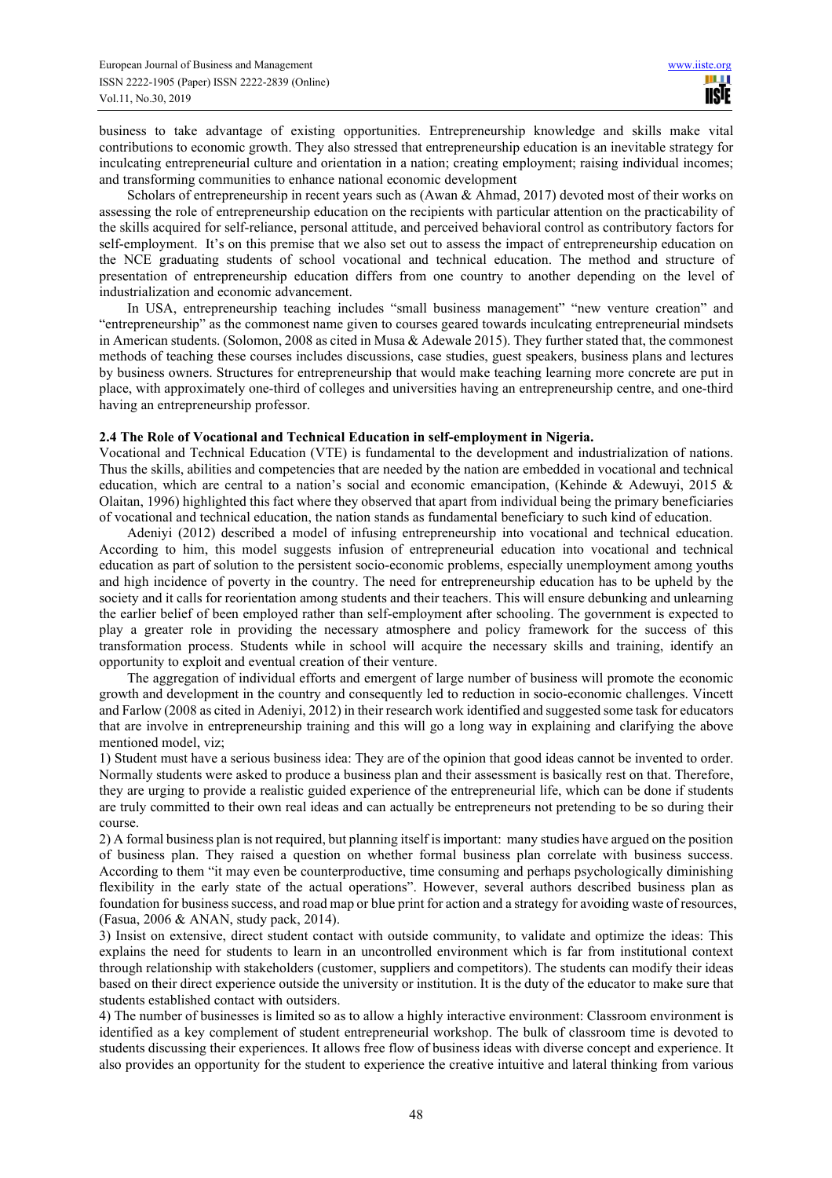business to take advantage of existing opportunities. Entrepreneurship knowledge and skills make vital contributions to economic growth. They also stressed that entrepreneurship education is an inevitable strategy for inculcating entrepreneurial culture and orientation in a nation; creating employment; raising individual incomes; and transforming communities to enhance national economic development

Scholars of entrepreneurship in recent years such as (Awan & Ahmad, 2017) devoted most of their works on assessing the role of entrepreneurship education on the recipients with particular attention on the practicability of the skills acquired for self-reliance, personal attitude, and perceived behavioral control as contributory factors for self-employment. It's on this premise that we also set out to assess the impact of entrepreneurship education on the NCE graduating students of school vocational and technical education. The method and structure of presentation of entrepreneurship education differs from one country to another depending on the level of industrialization and economic advancement.

In USA, entrepreneurship teaching includes "small business management" "new venture creation" and "entrepreneurship" as the commonest name given to courses geared towards inculcating entrepreneurial mindsets in American students. (Solomon, 2008 as cited in Musa & Adewale 2015). They further stated that, the commonest methods of teaching these courses includes discussions, case studies, guest speakers, business plans and lectures by business owners. Structures for entrepreneurship that would make teaching learning more concrete are put in place, with approximately one-third of colleges and universities having an entrepreneurship centre, and one-third having an entrepreneurship professor.

### 2.4 The Role of Vocational and Technical Education in self-employment in Nigeria.

Vocational and Technical Education (VTE) is fundamental to the development and industrialization of nations. Thus the skills, abilities and competencies that are needed by the nation are embedded in vocational and technical education, which are central to a nation's social and economic emancipation, (Kehinde & Adewuyi, 2015 & Olaitan, 1996) highlighted this fact where they observed that apart from individual being the primary beneficiaries of vocational and technical education, the nation stands as fundamental beneficiary to such kind of education.

Adeniyi (2012) described a model of infusing entrepreneurship into vocational and technical education. According to him, this model suggests infusion of entrepreneurial education into vocational and technical education as part of solution to the persistent socio-economic problems, especially unemployment among youths and high incidence of poverty in the country. The need for entrepreneurship education has to be upheld by the society and it calls for reorientation among students and their teachers. This will ensure debunking and unlearning the earlier belief of been employed rather than self-employment after schooling. The government is expected to play a greater role in providing the necessary atmosphere and policy framework for the success of this transformation process. Students while in school will acquire the necessary skills and training, identify an opportunity to exploit and eventual creation of their venture.

The aggregation of individual efforts and emergent of large number of business will promote the economic growth and development in the country and consequently led to reduction in socio-economic challenges. Vincett and Farlow (2008 as cited in Adeniyi, 2012) in their research work identified and suggested some task for educators that are involve in entrepreneurship training and this will go a long way in explaining and clarifying the above mentioned model, viz;

1) Student must have a serious business idea: They are of the opinion that good ideas cannot be invented to order. Normally students were asked to produce a business plan and their assessment is basically rest on that. Therefore, they are urging to provide a realistic guided experience of the entrepreneurial life, which can be done if students are truly committed to their own real ideas and can actually be entrepreneurs not pretending to be so during their course.

2) A formal business plan is not required, but planning itself is important: many studies have argued on the position of business plan. They raised a question on whether formal business plan correlate with business success. According to them "it may even be counterproductive, time consuming and perhaps psychologically diminishing flexibility in the early state of the actual operations". However, several authors described business plan as foundation for business success, and road map or blue print for action and a strategy for avoiding waste of resources, (Fasua, 2006 & ANAN, study pack, 2014).

3) Insist on extensive, direct student contact with outside community, to validate and optimize the ideas: This explains the need for students to learn in an uncontrolled environment which is far from institutional context through relationship with stakeholders (customer, suppliers and competitors). The students can modify their ideas based on their direct experience outside the university or institution. It is the duty of the educator to make sure that students established contact with outsiders.

4) The number of businesses is limited so as to allow a highly interactive environment: Classroom environment is identified as a key complement of student entrepreneurial workshop. The bulk of classroom time is devoted to students discussing their experiences. It allows free flow of business ideas with diverse concept and experience. It also provides an opportunity for the student to experience the creative intuitive and lateral thinking from various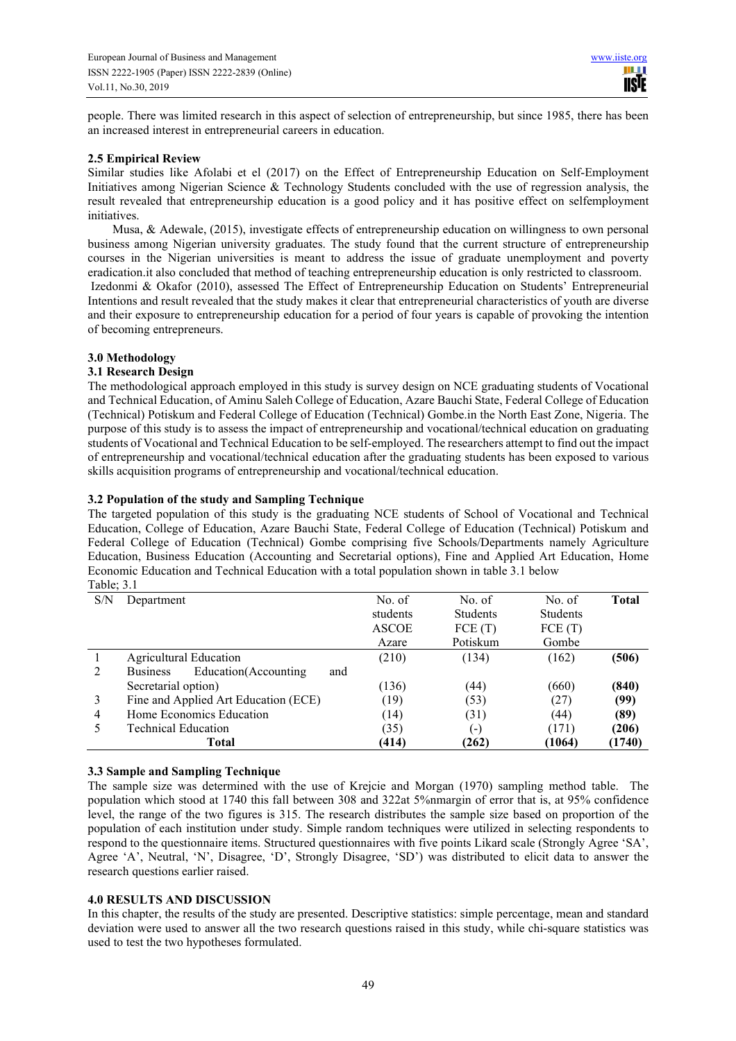people. There was limited research in this aspect of selection of entrepreneurship, but since 1985, there has been an increased interest in entrepreneurial careers in education.

### 2.5 Empirical Review

Similar studies like Afolabi et el (2017) on the Effect of Entrepreneurship Education on Self-Employment Initiatives among Nigerian Science & Technology Students concluded with the use of regression analysis, the result revealed that entrepreneurship education is a good policy and it has positive effect on selfemployment initiatives.

Musa, & Adewale, (2015), investigate effects of entrepreneurship education on willingness to own personal business among Nigerian university graduates. The study found that the current structure of entrepreneurship courses in the Nigerian universities is meant to address the issue of graduate unemployment and poverty eradication.it also concluded that method of teaching entrepreneurship education is only restricted to classroom.

Izedonmi & Okafor (2010), assessed The Effect of Entrepreneurship Education on Students' Entrepreneurial Intentions and result revealed that the study makes it clear that entrepreneurial characteristics of youth are diverse and their exposure to entrepreneurship education for a period of four years is capable of provoking the intention of becoming entrepreneurs.

## 3.0 Methodology

### 3.1 Research Design

The methodological approach employed in this study is survey design on NCE graduating students of Vocational and Technical Education, of Aminu Saleh College of Education, Azare Bauchi State, Federal College of Education (Technical) Potiskum and Federal College of Education (Technical) Gombe.in the North East Zone, Nigeria. The purpose of this study is to assess the impact of entrepreneurship and vocational/technical education on graduating students of Vocational and Technical Education to be self-employed. The researchers attempt to find out the impact of entrepreneurship and vocational/technical education after the graduating students has been exposed to various skills acquisition programs of entrepreneurship and vocational/technical education.

### 3.2 Population of the study and Sampling Technique

The targeted population of this study is the graduating NCE students of School of Vocational and Technical Education, College of Education, Azare Bauchi State, Federal College of Education (Technical) Potiskum and Federal College of Education (Technical) Gombe comprising five Schools/Departments namely Agriculture Education, Business Education (Accounting and Secretarial options), Fine and Applied Art Education, Home Economic Education and Technical Education with a total population shown in table 3.1 below

Table; 3.1

| S/N | Department | No. of students ASCOE Azare | No. of Students FCE (T) Potiskum | No. of Students FCE (T) Gombe | **Total** |
|---|---|---|---|---|---|
| 1 | Agricultural Education | (210) | (134) | (162) | **(506)** |
| 2 | Business Education(Accounting and Secretarial option) | (136) | (44) | (660) | **(840)** |
| 3 | Fine and Applied Art Education (ECE) | (19) | (53) | (27) | **(99)** |
| 4 | Home Economics Education | (14) | (31) | (44) | **(89)** |
| 5 | Technical Education | (35) | (-) | (171) | **(206)** |
| | **Total** | **(414)** | **(262)** | **(1064)** | **(1740)** |

### 3.3 Sample and Sampling Technique

The sample size was determined with the use of Krejcie and Morgan (1970) sampling method table. The population which stood at 1740 this fall between 308 and 322at 5%nmargin of error that is, at 95% confidence level, the range of the two figures is 315. The research distributes the sample size based on proportion of the population of each institution under study. Simple random techniques were utilized in selecting respondents to respond to the questionnaire items. Structured questionnaires with five points Likard scale (Strongly Agree 'SA', Agree 'A', Neutral, 'N', Disagree, 'D', Strongly Disagree, 'SD') was distributed to elicit data to answer the research questions earlier raised.

## 4.0 RESULTS AND DISCUSSION

In this chapter, the results of the study are presented. Descriptive statistics: simple percentage, mean and standard deviation were used to answer all the two research questions raised in this study, while chi-square statistics was used to test the two hypotheses formulated.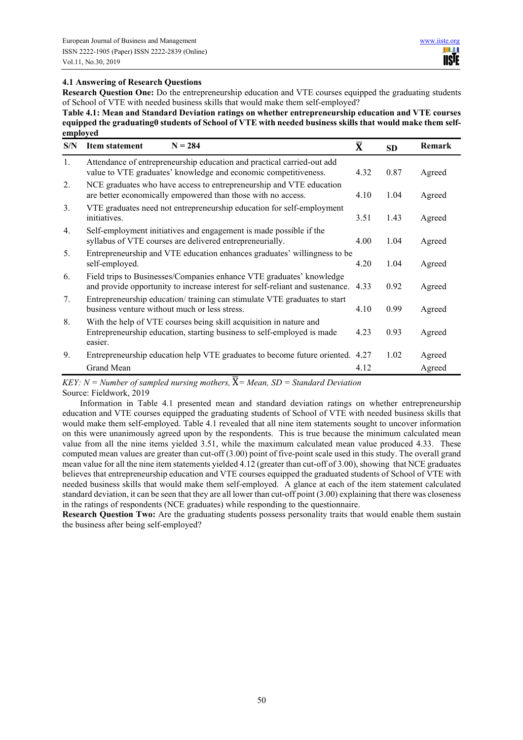### 4.1 Answering of Research Questions

**Research Question One:** Do the entrepreneurship education and VTE courses equipped the graduating students of School of VTE with needed business skills that would make them self-employed?

**Table 4.1: Mean and Standard Deviation ratings on whether entrepreneurship education and VTE courses equipped the graduating0 students of School of VTE with needed business skills that would make them self-employed**

| S/N | Item statement N = 284 | $\overline{X}$ | SD | Remark |
|---|---|---|---|---|
| 1. | Attendance of entrepreneurship education and practical carried-out add value to VTE graduates' knowledge and economic competitiveness. | 4.32 | 0.87 | Agreed |
| 2. | NCE graduates who have access to entrepreneurship and VTE education are better economically empowered than those with no access. | 4.10 | 1.04 | Agreed |
| 3. | VTE graduates need not entrepreneurship education for self-employment initiatives. | 3.51 | 1.43 | Agreed |
| 4. | Self-employment initiatives and engagement is made possible if the syllabus of VTE courses are delivered entrepreneurially. | 4.00 | 1.04 | Agreed |
| 5. | Entrepreneurship and VTE education enhances graduates' willingness to be self-employed. | 4.20 | 1.04 | Agreed |
| 6. | Field trips to Businesses/Companies enhance VTE graduates' knowledge and provide opportunity to increase interest for self-reliant and sustenance. | 4.33 | 0.92 | Agreed |
| 7. | Entrepreneurship education/ training can stimulate VTE graduates to start business venture without much or less stress. | 4.10 | 0.99 | Agreed |
| 8. | With the help of VTE courses being skill acquisition in nature and Entrepreneurship education, starting business to self-employed is made easier. | 4.23 | 0.93 | Agreed |
| 9. | Entrepreneurship education help VTE graduates to become future oriented. | 4.27 | 1.02 | Agreed |
| | Grand Mean | 4.12 | | Agreed |

*KEY: N = Number of sampled nursing mothers,* $\overline{X}$ *= Mean, SD = Standard Deviation*

Source: Fieldwork, 2019

Information in Table 4.1 presented mean and standard deviation ratings on whether entrepreneurship education and VTE courses equipped the graduating students of School of VTE with needed business skills that would make them self-employed. Table 4.1 revealed that all nine item statements sought to uncover information on this were unanimously agreed upon by the respondents. This is true because the minimum calculated mean value from all the nine items yielded 3.51, while the maximum calculated mean value produced 4.33. These computed mean values are greater than cut-off (3.00) point of five-point scale used in this study. The overall grand mean value for all the nine item statements yielded 4.12 (greater than cut-off of 3.00), showing that NCE graduates believes that entrepreneurship education and VTE courses equipped the graduated students of School of VTE with needed business skills that would make them self-employed. A glance at each of the item statement calculated standard deviation, it can be seen that they are all lower than cut-off point (3.00) explaining that there was closeness in the ratings of respondents (NCE graduates) while responding to the questionnaire.

**Research Question Two:** Are the graduating students possess personality traits that would enable them sustain the business after being self-employed?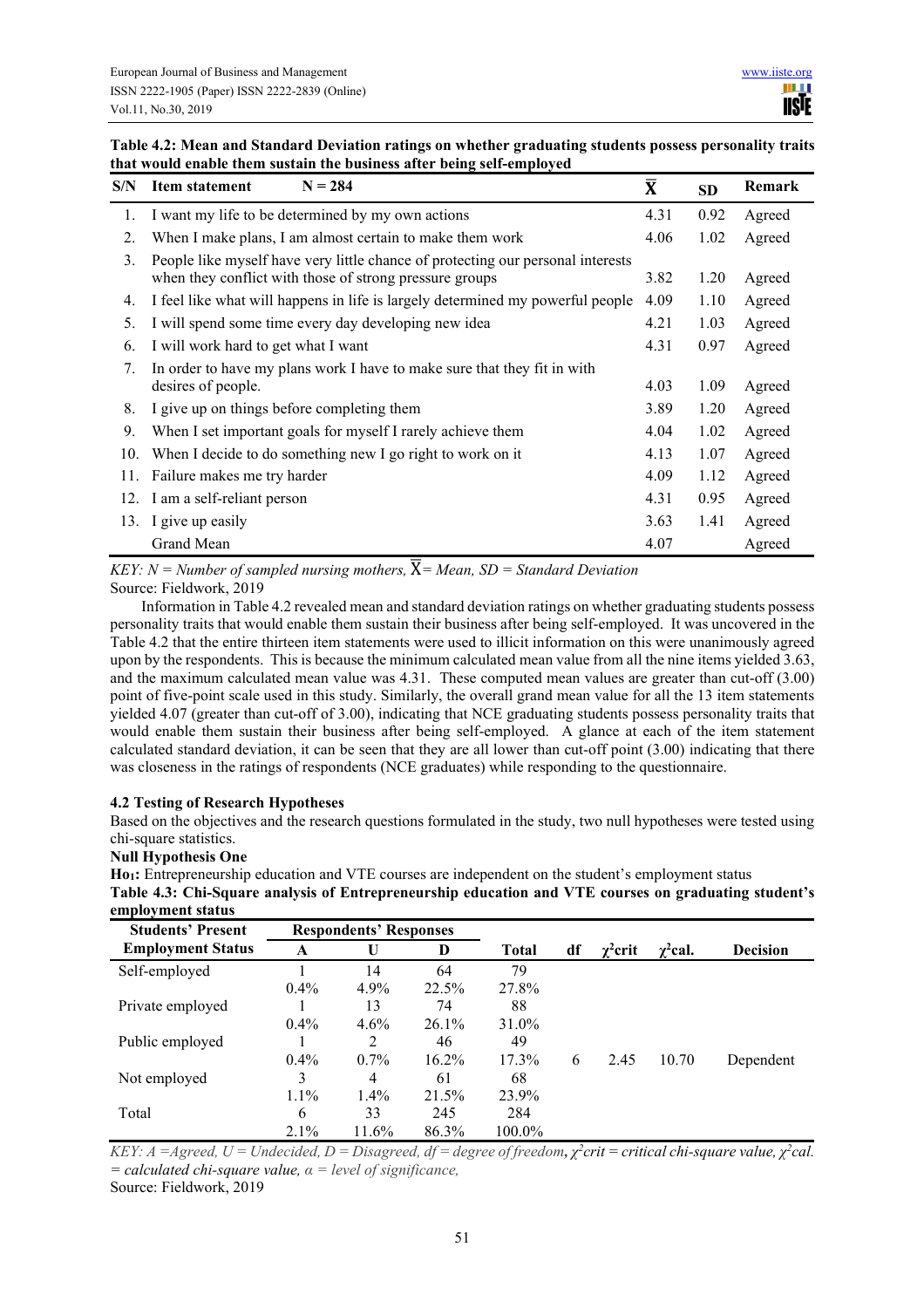**Table 4.2: Mean and Standard Deviation ratings on whether graduating students possess personality traits that would enable them sustain the business after being self-employed**

| S/N | Item statement N = 284 | $\overline{X}$ | SD | Remark |
|---|---|---|---|---|
| 1. | I want my life to be determined by my own actions | 4.31 | 0.92 | Agreed |
| 2. | When I make plans, I am almost certain to make them work | 4.06 | 1.02 | Agreed |
| 3. | People like myself have very little chance of protecting our personal interests when they conflict with those of strong pressure groups | 3.82 | 1.20 | Agreed |
| 4. | I feel like what will happens in life is largely determined my powerful people | 4.09 | 1.10 | Agreed |
| 5. | I will spend some time every day developing new idea | 4.21 | 1.03 | Agreed |
| 6. | I will work hard to get what I want | 4.31 | 0.97 | Agreed |
| 7. | In order to have my plans work I have to make sure that they fit in with desires of people. | 4.03 | 1.09 | Agreed |
| 8. | I give up on things before completing them | 3.89 | 1.20 | Agreed |
| 9. | When I set important goals for myself I rarely achieve them | 4.04 | 1.02 | Agreed |
| 10. | When I decide to do something new I go right to work on it | 4.13 | 1.07 | Agreed |
| 11. | Failure makes me try harder | 4.09 | 1.12 | Agreed |
| 12. | I am a self-reliant person | 4.31 | 0.95 | Agreed |
| 13. | I give up easily | 3.63 | 1.41 | Agreed |
| | Grand Mean | 4.07 | | Agreed |

*KEY: N = Number of sampled nursing mothers, $\overline{X}$ = Mean, SD = Standard Deviation*

Source: Fieldwork, 2019

Information in Table 4.2 revealed mean and standard deviation ratings on whether graduating students possess personality traits that would enable them sustain their business after being self-employed. It was uncovered in the Table 4.2 that the entire thirteen item statements were used to illicit information on this were unanimously agreed upon by the respondents. This is because the minimum calculated mean value from all the nine items yielded 3.63, and the maximum calculated mean value was 4.31. These computed mean values are greater than cut-off (3.00) point of five-point scale used in this study. Similarly, the overall grand mean value for all the 13 item statements yielded 4.07 (greater than cut-off of 3.00), indicating that NCE graduating students possess personality traits that would enable them sustain their business after being self-employed. A glance at each of the item statement calculated standard deviation, it can be seen that they are all lower than cut-off point (3.00) indicating that there was closeness in the ratings of respondents (NCE graduates) while responding to the questionnaire.

### 4.2 Testing of Research Hypotheses

Based on the objectives and the research questions formulated in the study, two null hypotheses were tested using chi-square statistics.

**Null Hypothesis One**

**$H_{01}$:** Entrepreneurship education and VTE courses are independent on the student's employment status

**Table 4.3: Chi-Square analysis of Entrepreneurship education and VTE courses on graduating student's employment status**

| Students' Present Employment Status | Respondents' Responses | | | Total | df | $\chi^2$crit | $\chi^2$cal. | Decision |
|---|---|---|---|---|---|---|---|---|
| | A | U | D | | | | | |
| Self-employed | 1 | 14 | 64 | 79 | | | | |
| | 0.4% | 4.9% | 22.5% | 27.8% | | | | |
| Private employed | 1 | 13 | 74 | 88 | | | | |
| | 0.4% | 4.6% | 26.1% | 31.0% | | | | |
| Public employed | 1 | 2 | 46 | 49 | | | | |
| | 0.4% | 0.7% | 16.2% | 17.3% | 6 | 2.45 | 10.70 | Dependent |
| Not employed | 3 | 4 | 61 | 68 | | | | |
| | 1.1% | 1.4% | 21.5% | 23.9% | | | | |
| Total | 6 | 33 | 245 | 284 | | | | |
| | 2.1% | 11.6% | 86.3% | 100.0% | | | | |

*KEY: A =Agreed, U = Undecided, D = Disagreed, df = degree of freedom, $\chi^2$crit = critical chi-square value, $\chi^2$cal. = calculated chi-square value, α = level of significance,*

Source: Fieldwork, 2019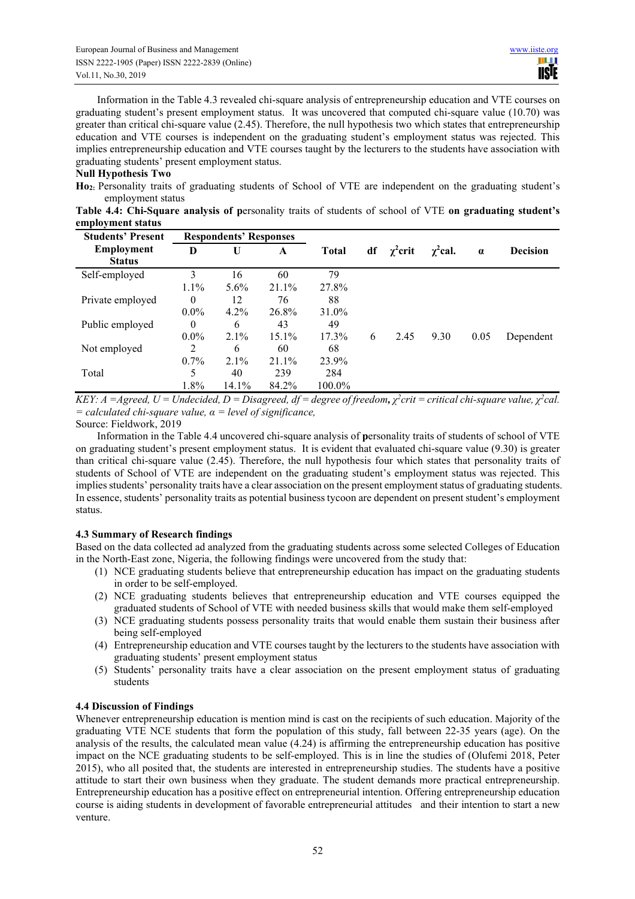Information in the Table 4.3 revealed chi-square analysis of entrepreneurship education and VTE courses on graduating student's present employment status. It was uncovered that computed chi-square value (10.70) was greater than critical chi-square value (2.45). Therefore, the null hypothesis two which states that entrepreneurship education and VTE courses is independent on the graduating student's employment status was rejected. This implies entrepreneurship education and VTE courses taught by the lecturers to the students have association with graduating students' present employment status.

**Null Hypothesis Two**

**Ho$_2$:** Personality traits of graduating students of School of VTE are independent on the graduating student's employment status

**Table 4.4: Chi-Square analysis of p**ersonality traits of students of school of VTE **on graduating student's employment status**

| Students' Present Employment Status | Respondents' Responses | | | Total | df | $\chi^2$crit | $\chi^2$cal. | α | Decision |
|---|---|---|---|---|---|---|---|---|---|
| | D | U | A | | | | | | |
| Self-employed | 3 | 16 | 60 | 79 | | | | | |
| | 1.1% | 5.6% | 21.1% | 27.8% | | | | | |
| Private employed | 0 | 12 | 76 | 88 | | | | | |
| | 0.0% | 4.2% | 26.8% | 31.0% | | | | | |
| Public employed | 0 | 6 | 43 | 49 | | | | | |
| | 0.0% | 2.1% | 15.1% | 17.3% | 6 | 2.45 | 9.30 | 0.05 | Dependent |
| Not employed | 2 | 6 | 60 | 68 | | | | | |
| | 0.7% | 2.1% | 21.1% | 23.9% | | | | | |
| Total | 5 | 40 | 239 | 284 | | | | | |
| | 1.8% | 14.1% | 84.2% | 100.0% | | | | | |

*KEY: A =Agreed, U = Undecided, D = Disagreed, df = degree of freedom, $\chi^2$crit = critical chi-square value, $\chi^2$cal. = calculated chi-square value, α = level of significance,*

Source: Fieldwork, 2019

Information in the Table 4.4 uncovered chi-square analysis of **p**ersonality traits of students of school of VTE on graduating student's present employment status. It is evident that evaluated chi-square value (9.30) is greater than critical chi-square value (2.45). Therefore, the null hypothesis four which states that personality traits of students of School of VTE are independent on the graduating student's employment status was rejected. This implies students' personality traits have a clear association on the present employment status of graduating students. In essence, students' personality traits as potential business tycoon are dependent on present student's employment status.

### 4.3 Summary of Research findings

Based on the data collected ad analyzed from the graduating students across some selected Colleges of Education in the North-East zone, Nigeria, the following findings were uncovered from the study that:

1. NCE graduating students believe that entrepreneurship education has impact on the graduating students in order to be self-employed.
2. NCE graduating students believes that entrepreneurship education and VTE courses equipped the graduated students of School of VTE with needed business skills that would make them self-employed
3. NCE graduating students possess personality traits that would enable them sustain their business after being self-employed
4. Entrepreneurship education and VTE courses taught by the lecturers to the students have association with graduating students' present employment status
5. Students' personality traits have a clear association on the present employment status of graduating students

### 4.4 Discussion of Findings

Whenever entrepreneurship education is mention mind is cast on the recipients of such education. Majority of the graduating VTE NCE students that form the population of this study, fall between 22-35 years (age). On the analysis of the results, the calculated mean value (4.24) is affirming the entrepreneurship education has positive impact on the NCE graduating students to be self-employed. This is in line the studies of (Olufemi 2018, Peter 2015), who all posited that, the students are interested in entrepreneurship studies. The students have a positive attitude to start their own business when they graduate. The student demands more practical entrepreneurship. Entrepreneurship education has a positive effect on entrepreneurial intention. Offering entrepreneurship education course is aiding students in development of favorable entrepreneurial attitudes and their intention to start a new venture.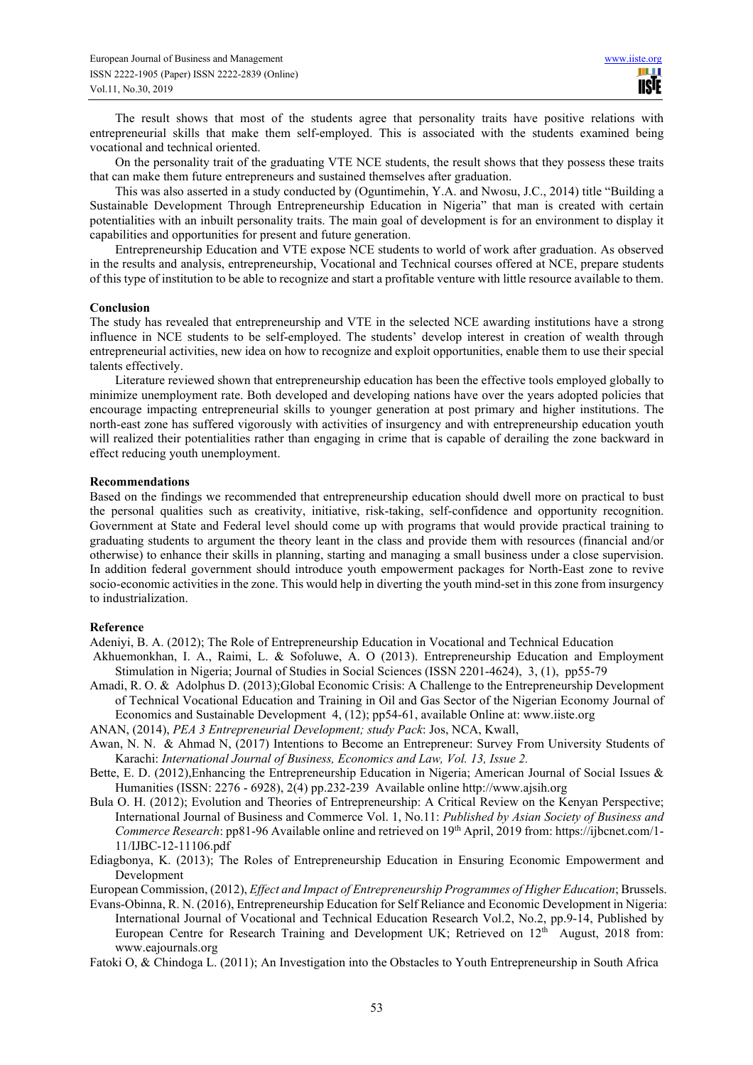The result shows that most of the students agree that personality traits have positive relations with entrepreneurial skills that make them self-employed. This is associated with the students examined being vocational and technical oriented.

On the personality trait of the graduating VTE NCE students, the result shows that they possess these traits that can make them future entrepreneurs and sustained themselves after graduation.

This was also asserted in a study conducted by (Oguntimehin, Y.A. and Nwosu, J.C., 2014) title "Building a Sustainable Development Through Entrepreneurship Education in Nigeria" that man is created with certain potentialities with an inbuilt personality traits. The main goal of development is for an environment to display it capabilities and opportunities for present and future generation.

Entrepreneurship Education and VTE expose NCE students to world of work after graduation. As observed in the results and analysis, entrepreneurship, Vocational and Technical courses offered at NCE, prepare students of this type of institution to be able to recognize and start a profitable venture with little resource available to them.

**Conclusion**

The study has revealed that entrepreneurship and VTE in the selected NCE awarding institutions have a strong influence in NCE students to be self-employed. The students' develop interest in creation of wealth through entrepreneurial activities, new idea on how to recognize and exploit opportunities, enable them to use their special talents effectively.

Literature reviewed shown that entrepreneurship education has been the effective tools employed globally to minimize unemployment rate. Both developed and developing nations have over the years adopted policies that encourage impacting entrepreneurial skills to younger generation at post primary and higher institutions. The north-east zone has suffered vigorously with activities of insurgency and with entrepreneurship education youth will realized their potentialities rather than engaging in crime that is capable of derailing the zone backward in effect reducing youth unemployment.

**Recommendations**

Based on the findings we recommended that entrepreneurship education should dwell more on practical to bust the personal qualities such as creativity, initiative, risk-taking, self-confidence and opportunity recognition. Government at State and Federal level should come up with programs that would provide practical training to graduating students to argument the theory leant in the class and provide them with resources (financial and/or otherwise) to enhance their skills in planning, starting and managing a small business under a close supervision. In addition federal government should introduce youth empowerment packages for North-East zone to revive socio-economic activities in the zone. This would help in diverting the youth mind-set in this zone from insurgency to industrialization.

**Reference**

Adeniyi, B. A. (2012); The Role of Entrepreneurship Education in Vocational and Technical Education

Akhuemonkhan, I. A., Raimi, L. & Sofoluwe, A. O (2013). Entrepreneurship Education and Employment Stimulation in Nigeria; Journal of Studies in Social Sciences (ISSN 2201-4624), 3, (1), pp55-79

Amadi, R. O. & Adolphus D. (2013);Global Economic Crisis: A Challenge to the Entrepreneurship Development of Technical Vocational Education and Training in Oil and Gas Sector of the Nigerian Economy Journal of Economics and Sustainable Development 4, (12); pp54-61, available Online at: www.iiste.org

ANAN, (2014), *PEA 3 Entrepreneurial Development; study Pack*: Jos, NCA, Kwall,

Awan, N. N. & Ahmad N, (2017) Intentions to Become an Entrepreneur: Survey From University Students of Karachi: *International Journal of Business, Economics and Law, Vol. 13, Issue 2.*

Bette, E. D. (2012),Enhancing the Entrepreneurship Education in Nigeria; American Journal of Social Issues & Humanities (ISSN: 2276 - 6928), 2(4) pp.232-239 Available online http://www.ajsih.org

Bula O. H. (2012); Evolution and Theories of Entrepreneurship: A Critical Review on the Kenyan Perspective; International Journal of Business and Commerce Vol. 1, No.11: *Published by Asian Society of Business and Commerce Research*: pp81-96 Available online and retrieved on 19th April, 2019 from: https://ijbcnet.com/1-11/IJBC-12-11106.pdf

Ediagbonya, K. (2013); The Roles of Entrepreneurship Education in Ensuring Economic Empowerment and Development

European Commission, (2012), *Effect and Impact of Entrepreneurship Programmes of Higher Education*; Brussels.

Evans-Obinna, R. N. (2016), Entrepreneurship Education for Self Reliance and Economic Development in Nigeria: International Journal of Vocational and Technical Education Research Vol.2, No.2, pp.9-14, Published by European Centre for Research Training and Development UK; Retrieved on 12th August, 2018 from: www.eajournals.org

Fatoki O, & Chindoga L. (2011); An Investigation into the Obstacles to Youth Entrepreneurship in South Africa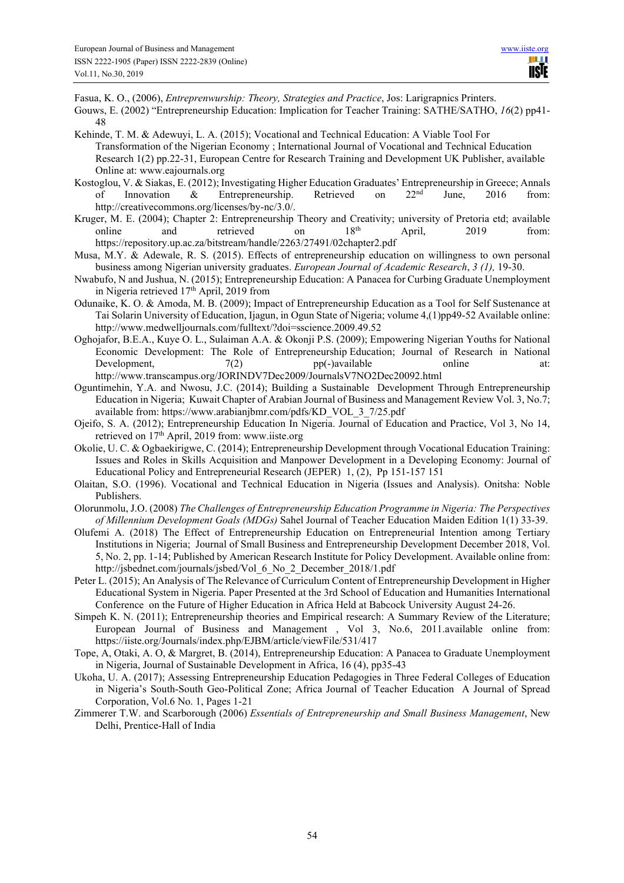Fasua, K. O., (2006), *Entreprenwurship: Theory, Strategies and Practice*, Jos: Larigrapnics Printers.

Gouws, E. (2002) "Entrepreneurship Education: Implication for Teacher Training: SATHE/SATHO, *16*(2) pp41-48

Kehinde, T. M. & Adewuyi, L. A. (2015); Vocational and Technical Education: A Viable Tool For Transformation of the Nigerian Economy ; International Journal of Vocational and Technical Education Research 1(2) pp.22-31, European Centre for Research Training and Development UK Publisher, available Online at: www.eajournals.org

Kostoglou, V. & Siakas, E. (2012); Investigating Higher Education Graduates' Entrepreneurship in Greece; Annals of Innovation & Entrepreneurship. Retrieved on 22nd June, 2016 from: http://creativecommons.org/licenses/by-nc/3.0/.

Kruger, M. E. (2004); Chapter 2: Entrepreneurship Theory and Creativity; university of Pretoria etd; available online and retrieved on 18th April, 2019 from: https://repository.up.ac.za/bitstream/handle/2263/27491/02chapter2.pdf

Musa, M.Y. & Adewale, R. S. (2015). Effects of entrepreneurship education on willingness to own personal business among Nigerian university graduates. *European Journal of Academic Research*, *3 (1),* 19-30.

Nwabufo, N and Jushua, N. (2015); Entrepreneurship Education: A Panacea for Curbing Graduate Unemployment in Nigeria retrieved 17th April, 2019 from

Odunaike, K. O. & Amoda, M. B. (2009); Impact of Entrepreneurship Education as a Tool for Self Sustenance at Tai Solarin University of Education, Ijagun, in Ogun State of Nigeria; volume 4,(1)pp49-52 Available online: http://www.medwelljournals.com/fulltext/?doi=sscience.2009.49.52

Oghojafor, B.E.A., Kuye O. L., Sulaiman A.A. & Okonji P.S. (2009); Empowering Nigerian Youths for National Economic Development: The Role of Entrepreneurship Education; Journal of Research in National Development, 7(2) pp(-)available online at: http://www.transcampus.org/JORINDV7Dec2009/JournalsV7NO2Dec20092.html

Oguntimehin, Y.A. and Nwosu, J.C. (2014); Building a Sustainable Development Through Entrepreneurship Education in Nigeria; Kuwait Chapter of Arabian Journal of Business and Management Review Vol. 3, No.7; available from: https://www.arabianjbmr.com/pdfs/KD_VOL_3_7/25.pdf

Ojeifo, S. A. (2012); Entrepreneurship Education In Nigeria. Journal of Education and Practice, Vol 3, No 14, retrieved on 17th April, 2019 from: www.iiste.org

Okolie, U. C. & Ogbaekirigwe, C. (2014); Entrepreneurship Development through Vocational Education Training: Issues and Roles in Skills Acquisition and Manpower Development in a Developing Economy: Journal of Educational Policy and Entrepreneurial Research (JEPER) 1, (2), Pp 151-157 151

Olaitan, S.O. (1996). Vocational and Technical Education in Nigeria (Issues and Analysis). Onitsha: Noble Publishers.

Olorunmolu, J.O. (2008) *The Challenges of Entrepreneurship Education Programme in Nigeria: The Perspectives of Millennium Development Goals (MDGs)* Sahel Journal of Teacher Education Maiden Edition 1(1) 33-39.

Olufemi A. (2018) The Effect of Entrepreneurship Education on Entrepreneurial Intention among Tertiary Institutions in Nigeria; Journal of Small Business and Entrepreneurship Development December 2018, Vol. 5, No. 2, pp. 1-14; Published by American Research Institute for Policy Development. Available online from: http://jsbednet.com/journals/jsbed/Vol_6_No_2_December_2018/1.pdf

Peter L. (2015); An Analysis of The Relevance of Curriculum Content of Entrepreneurship Development in Higher Educational System in Nigeria. Paper Presented at the 3rd School of Education and Humanities International Conference on the Future of Higher Education in Africa Held at Babcock University August 24-26.

Simpeh K. N. (2011); Entrepreneurship theories and Empirical research: A Summary Review of the Literature; European Journal of Business and Management , Vol 3, No.6, 2011.available online from: https://iiste.org/Journals/index.php/EJBM/article/viewFile/531/417

Tope, A, Otaki, A. O, & Margret, B. (2014), Entrepreneurship Education: A Panacea to Graduate Unemployment in Nigeria, Journal of Sustainable Development in Africa, 16 (4), pp35-43

Ukoha, U. A. (2017); Assessing Entrepreneurship Education Pedagogies in Three Federal Colleges of Education in Nigeria's South-South Geo-Political Zone; Africa Journal of Teacher Education A Journal of Spread Corporation, Vol.6 No. 1, Pages 1-21

Zimmerer T.W. and Scarborough (2006) *Essentials of Entrepreneurship and Small Business Management*, New Delhi, Prentice-Hall of India